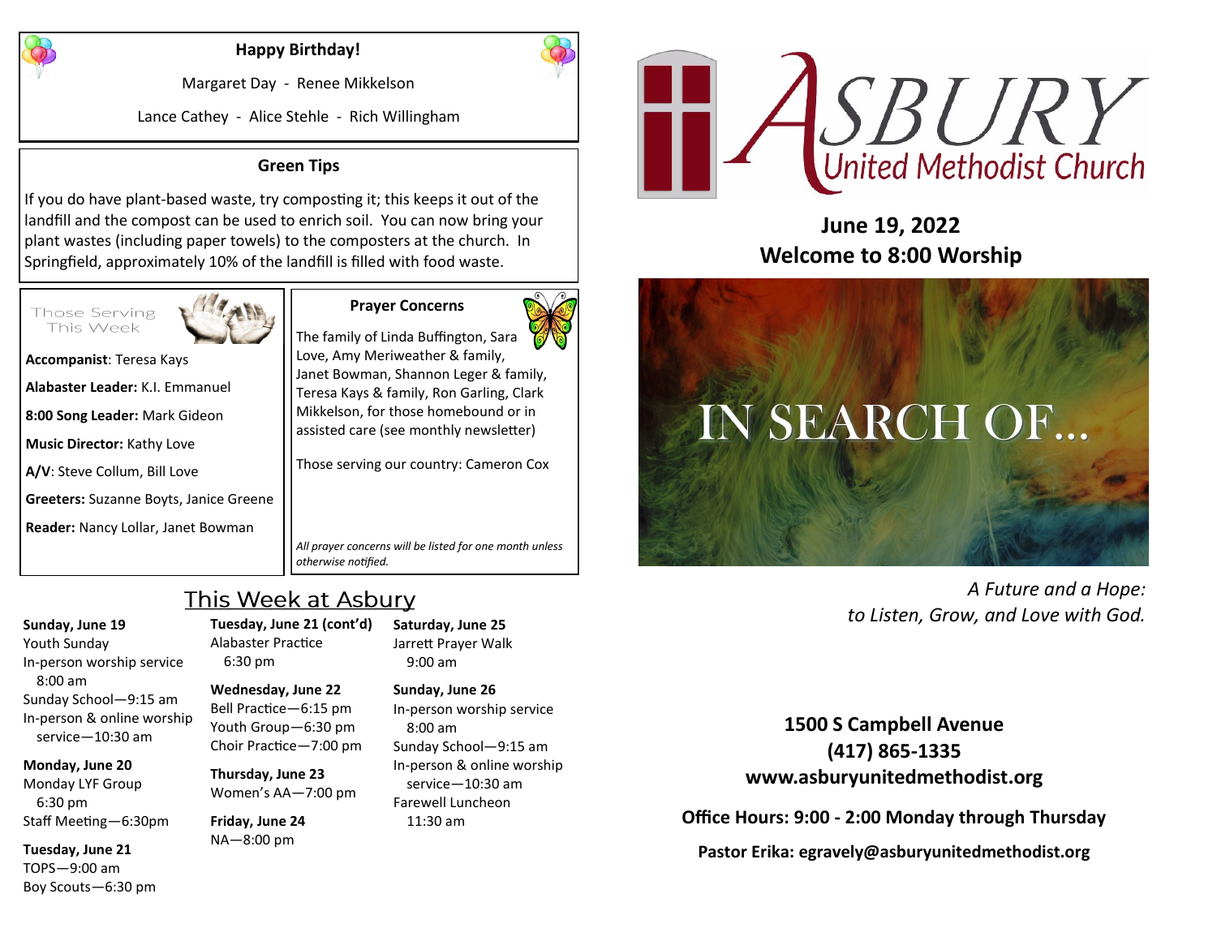## Happy Birthday!

Margaret Day - Renee Mikkelson

Lance Cathey - Alice Stehle - Rich Willingham

## Green Tips

If you do have plant-based waste, try composting it; this keeps it out of the landfill and the compost can be used to enrich soil. You can now bring your plant wastes (including paper towels) to the composters at the church. In Springfield, approximately 10% of the landfill is filled with food waste.

## Those Serving This Week

**Accompanist**: Teresa Kays

**Alabaster Leader:** K.I. Emmanuel

**8:00 Song Leader:** Mark Gideon

**Music Director:** Kathy Love

**A/V**: Steve Collum, Bill Love

**Greeters:** Suzanne Boyts, Janice Greene

**Reader:** Nancy Lollar, Janet Bowman

## Prayer Concerns

The family of Linda Buffington, Sara Love, Amy Meriweather & family, Janet Bowman, Shannon Leger & family, Teresa Kays & family, Ron Garling, Clark Mikkelson, for those homebound or in assisted care (see monthly newsletter)

Those serving our country: Cameron Cox

*All prayer concerns will be listed for one month unless otherwise notified.*

## This Week at Asbury

**Sunday, June 19**
Youth Sunday
In-person worship service 8:00 am
Sunday School—9:15 am
In-person & online worship service—10:30 am

**Monday, June 20**
Monday LYF Group 6:30 pm
Staff Meeting—6:30pm

**Tuesday, June 21**
TOPS—9:00 am
Boy Scouts—6:30 pm

**Tuesday, June 21 (cont'd)**
Alabaster Practice 6:30 pm

**Wednesday, June 22**
Bell Practice—6:15 pm
Youth Group—6:30 pm
Choir Practice—7:00 pm

**Thursday, June 23**
Women's AA—7:00 pm

**Friday, June 24**
NA—8:00 pm

**Saturday, June 25**
Jarrett Prayer Walk 9:00 am

**Sunday, June 26**
In-person worship service 8:00 am
Sunday School—9:15 am
In-person & online worship service—10:30 am
Farewell Luncheon 11:30 am

# ASBURY United Methodist Church

**June 19, 2022**
**Welcome to 8:00 Worship**

IN SEARCH OF...

*A Future and a Hope:*
*to Listen, Grow, and Love with God.*

**1500 S Campbell Avenue**
**(417) 865-1335**
**www.asburyunitedmethodist.org**

**Office Hours: 9:00 - 2:00 Monday through Thursday**

**Pastor Erika: egravely@asburyunitedmethodist.org**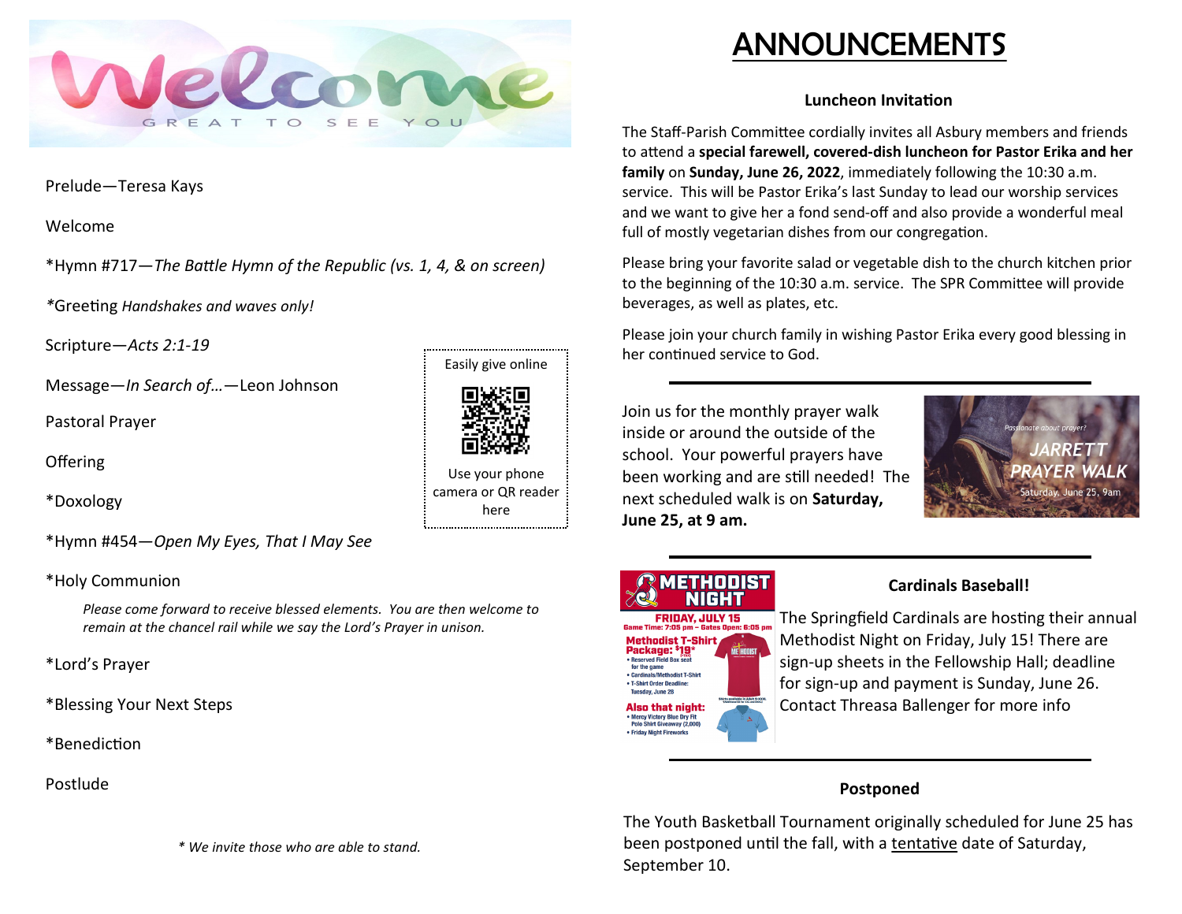# Welcome

GREAT TO SEE YOU

Prelude—Teresa Kays

Welcome

*Hymn #717—*The Battle Hymn of the Republic (vs. 1, 4, & on screen)*

*Greeting *Handshakes and waves only!*

Scripture—*Acts 2:1-19*

Message—*In Search of…*—Leon Johnson

Pastoral Prayer

Offering

*Doxology

*Hymn #454—*Open My Eyes, That I May See*

*Holy Communion

> *Please come forward to receive blessed elements. You are then welcome to remain at the chancel rail while we say the Lord's Prayer in unison.*

*Lord's Prayer

*Blessing Your Next Steps

*Benediction

Postlude

*\* We invite those who are able to stand.*

Easily give online

Use your phone camera or QR reader here

# ANNOUNCEMENTS

### Luncheon Invitation

The Staff-Parish Committee cordially invites all Asbury members and friends to attend a **special farewell, covered-dish luncheon for Pastor Erika and her family** on **Sunday, June 26, 2022**, immediately following the 10:30 a.m. service. This will be Pastor Erika's last Sunday to lead our worship services and we want to give her a fond send-off and also provide a wonderful meal full of mostly vegetarian dishes from our congregation.

Please bring your favorite salad or vegetable dish to the church kitchen prior to the beginning of the 10:30 a.m. service. The SPR Committee will provide beverages, as well as plates, etc.

Please join your church family in wishing Pastor Erika every good blessing in her continued service to God.

---

Join us for the monthly prayer walk inside or around the outside of the school. Your powerful prayers have been working and are still needed! The next scheduled walk is on **Saturday, June 25, at 9 am.**

*Passionate about prayer?*
**JARRETT PRAYER WALK**
Saturday, June 25, 9am

---

### Cardinals Baseball!

**METHODIST NIGHT**
**FRIDAY, JULY 15**
Game Time: 7:05 pm – Gates Open: 6:05 pm
**Methodist T-Shirt Package: $19***
- Reserved Field Box seat for the game
- Cardinals/Methodist T-Shirt
- T-Shirt Order Deadline: Tuesday, June 28

**Also that night:**
- Mercy Victory Blue Dry Fit Polo Shirt Giveaway (2,000)
- Friday Night Fireworks

The Springfield Cardinals are hosting their annual Methodist Night on Friday, July 15! There are sign-up sheets in the Fellowship Hall; deadline for sign-up and payment is Sunday, June 26. Contact Threasa Ballenger for more info

---

### Postponed

The Youth Basketball Tournament originally scheduled for June 25 has been postponed until the fall, with a <u>tentative</u> date of Saturday, September 10.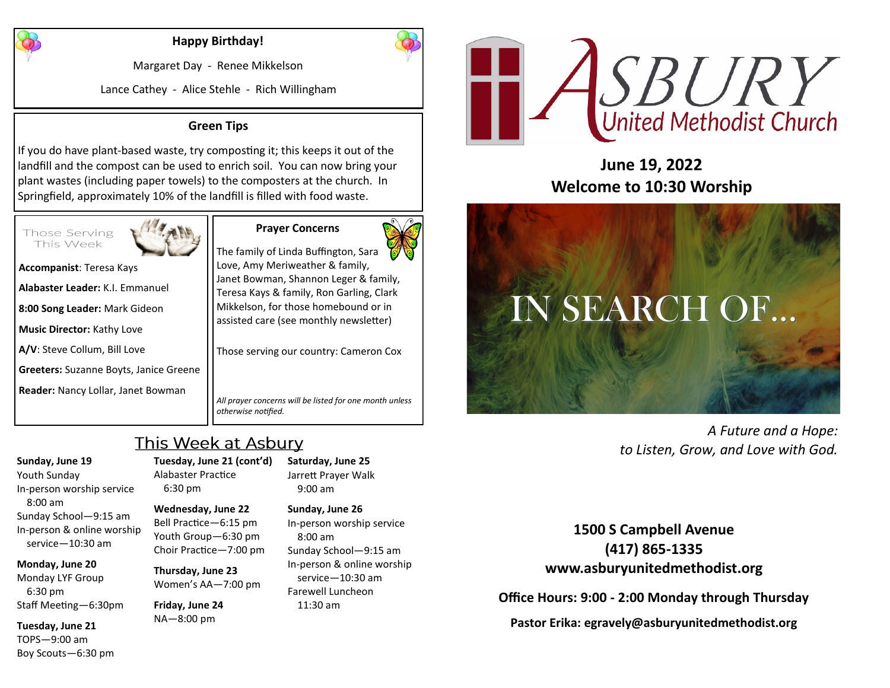## Happy Birthday!

Margaret Day - Renee Mikkelson

Lance Cathey - Alice Stehle - Rich Willingham

## Green Tips

If you do have plant-based waste, try composting it; this keeps it out of the landfill and the compost can be used to enrich soil. You can now bring your plant wastes (including paper towels) to the composters at the church. In Springfield, approximately 10% of the landfill is filled with food waste.

## Those Serving This Week

**Accompanist**: Teresa Kays

**Alabaster Leader:** K.I. Emmanuel

**8:00 Song Leader:** Mark Gideon

**Music Director:** Kathy Love

**A/V**: Steve Collum, Bill Love

**Greeters:** Suzanne Boyts, Janice Greene

**Reader:** Nancy Lollar, Janet Bowman

## Prayer Concerns

The family of Linda Buffington, Sara Love, Amy Meriweather & family, Janet Bowman, Shannon Leger & family, Teresa Kays & family, Ron Garling, Clark Mikkelson, for those homebound or in assisted care (see monthly newsletter)

Those serving our country: Cameron Cox

*All prayer concerns will be listed for one month unless otherwise notified.*

## This Week at Asbury

**Sunday, June 19**
Youth Sunday
In-person worship service 8:00 am
Sunday School—9:15 am
In-person & online worship service—10:30 am

**Monday, June 20**
Monday LYF Group 6:30 pm
Staff Meeting—6:30pm

**Tuesday, June 21**
TOPS—9:00 am
Boy Scouts—6:30 pm

**Tuesday, June 21 (cont'd)**
Alabaster Practice 6:30 pm

**Wednesday, June 22**
Bell Practice—6:15 pm
Youth Group—6:30 pm
Choir Practice—7:00 pm

**Thursday, June 23**
Women's AA—7:00 pm

**Friday, June 24**
NA—8:00 pm

**Saturday, June 25**
Jarrett Prayer Walk 9:00 am

**Sunday, June 26**
In-person worship service 8:00 am
Sunday School—9:15 am
In-person & online worship service—10:30 am
Farewell Luncheon 11:30 am

# ASBURY United Methodist Church

## June 19, 2022
## Welcome to 10:30 Worship

IN SEARCH OF...

*A Future and a Hope: to Listen, Grow, and Love with God.*

**1500 S Campbell Avenue**
**(417) 865-1335**
**www.asburyunitedmethodist.org**

**Office Hours: 9:00 - 2:00 Monday through Thursday**

**Pastor Erika: egravely@asburyunitedmethodist.org**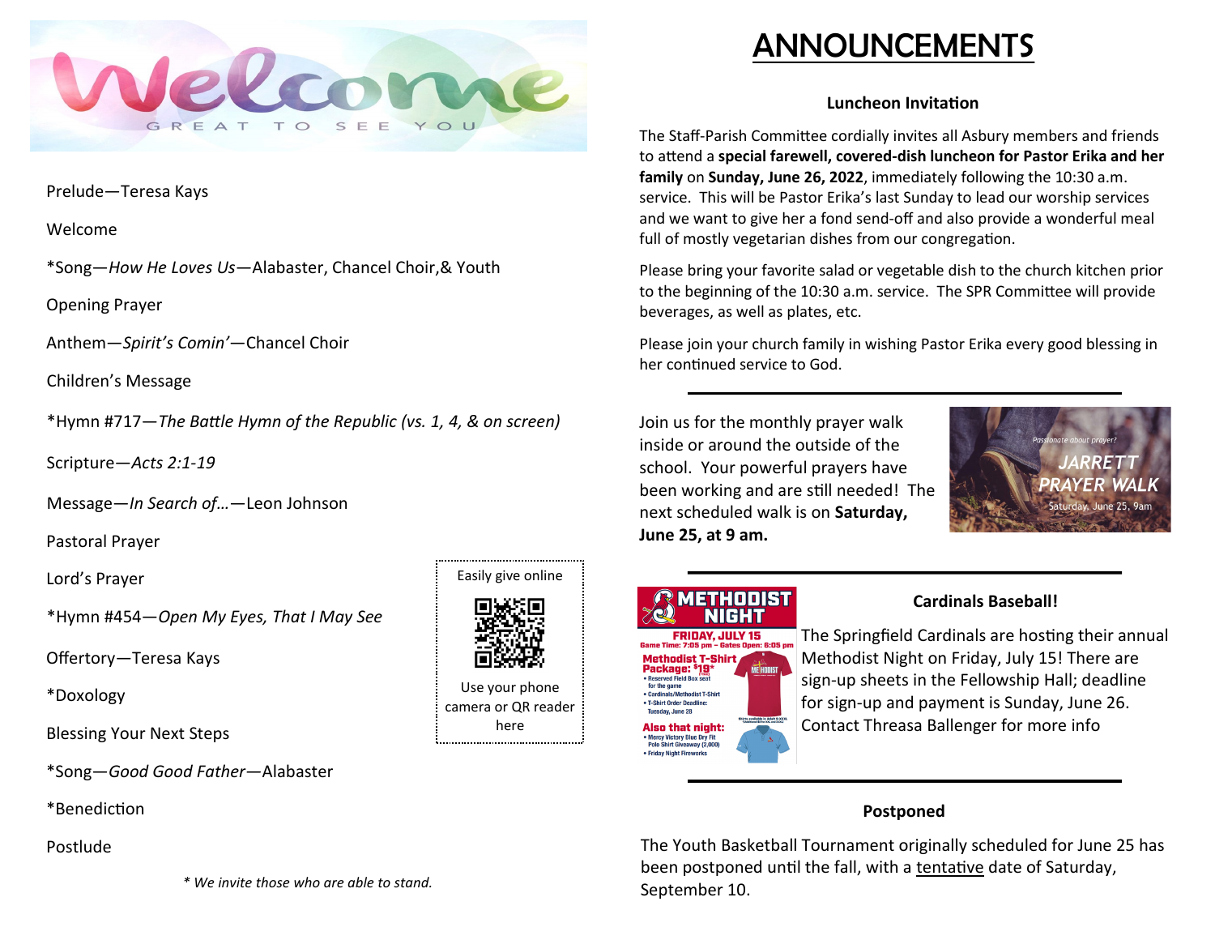Welcome

GREAT TO SEE YOU

Prelude—Teresa Kays

Welcome

*Song—*How He Loves Us*—Alabaster, Chancel Choir,& Youth

Opening Prayer

Anthem—*Spirit's Comin'*—Chancel Choir

Children's Message

*Hymn #717—*The Battle Hymn of the Republic (vs. 1, 4, & on screen)*

Scripture—*Acts 2:1-19*

Message—*In Search of…*—Leon Johnson

Pastoral Prayer

Lord's Prayer

*Hymn #454—*Open My Eyes, That I May See*

Offertory—Teresa Kays

*Doxology

Blessing Your Next Steps

*Song—*Good Good Father*—Alabaster

*Benediction

Postlude

*\* We invite those who are able to stand.*

Easily give online

Use your phone camera or QR reader here

# ANNOUNCEMENTS

### Luncheon Invitation

The Staff-Parish Committee cordially invites all Asbury members and friends to attend a **special farewell, covered-dish luncheon for Pastor Erika and her family** on **Sunday, June 26, 2022**, immediately following the 10:30 a.m. service. This will be Pastor Erika's last Sunday to lead our worship services and we want to give her a fond send-off and also provide a wonderful meal full of mostly vegetarian dishes from our congregation.

Please bring your favorite salad or vegetable dish to the church kitchen prior to the beginning of the 10:30 a.m. service. The SPR Committee will provide beverages, as well as plates, etc.

Please join your church family in wishing Pastor Erika every good blessing in her continued service to God.

---

Join us for the monthly prayer walk inside or around the outside of the school. Your powerful prayers have been working and are still needed! The next scheduled walk is on **Saturday, June 25, at 9 am.**

Passionate about prayer?
JARRETT PRAYER WALK
Saturday, June 25, 9am

---

METHODIST NIGHT
FRIDAY, JULY 15
Game Time: 7:05 pm – Gates Open: 6:05 pm
Methodist T-Shirt Package: $19*
• Reserved Field Box seat for the game
• Cardinals/Methodist T-Shirt
• T-Shirt Order Deadline: Tuesday, June 28
Also that night:
• Mercy Victory Blue Dry Fit Polo Shirt Giveaway (2,000)
• Friday Night Fireworks

### Cardinals Baseball!

The Springfield Cardinals are hosting their annual Methodist Night on Friday, July 15! There are sign-up sheets in the Fellowship Hall; deadline for sign-up and payment is Sunday, June 26. Contact Threasa Ballenger for more info

---

### Postponed

The Youth Basketball Tournament originally scheduled for June 25 has been postponed until the fall, with a tentative date of Saturday, September 10.